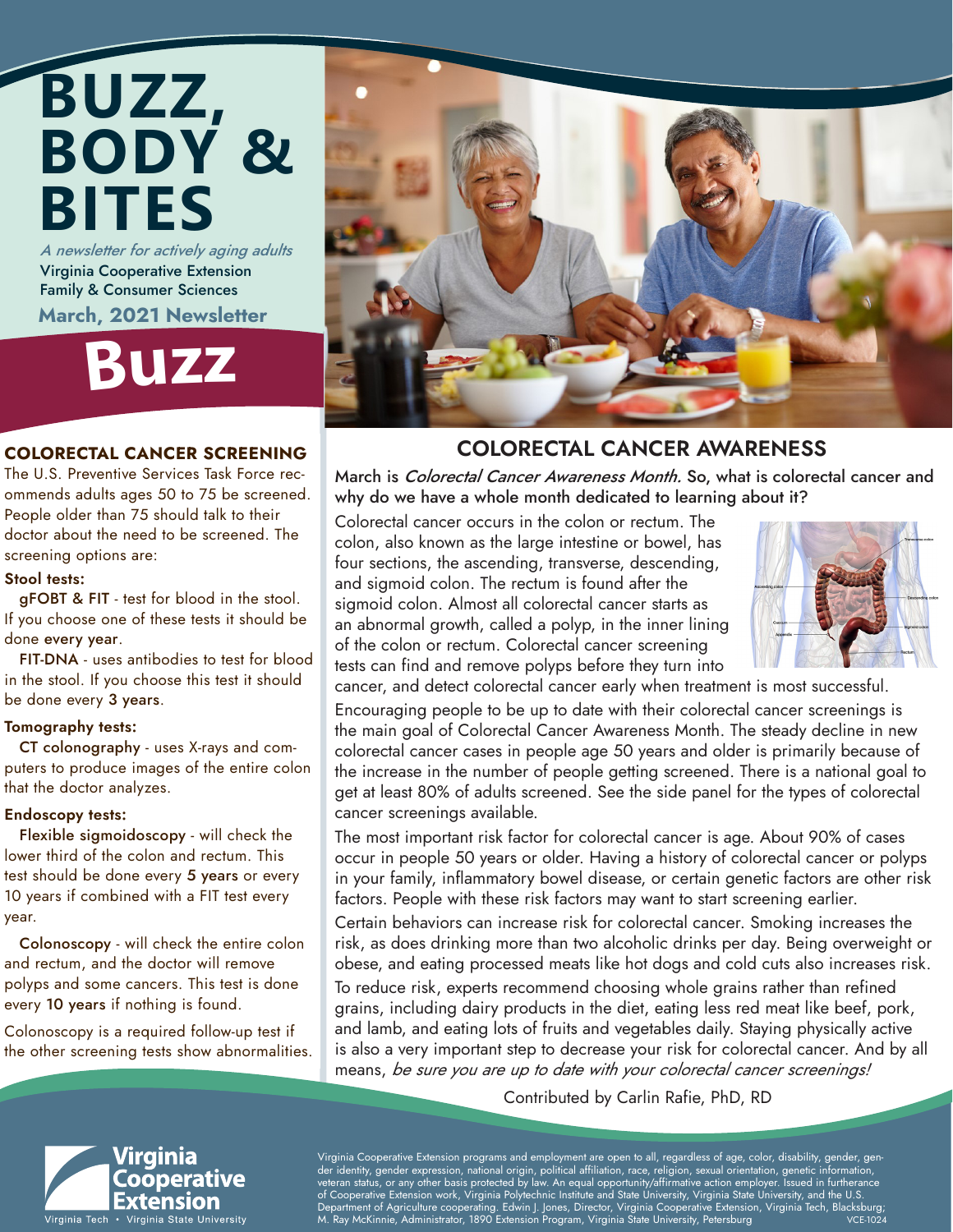# BUZZ, BODY & BITES

*A newsletter for actively aging adults*

Virginia Cooperative Extension
Family & Consumer Sciences

**March, 2021 Newsletter**

# Buzz

## COLORECTAL CANCER SCREENING

The U.S. Preventive Services Task Force recommends adults ages 50 to 75 be screened. People older than 75 should talk to their doctor about the need to be screened. The screening options are:

**Stool tests:**

**gFOBT & FIT** - test for blood in the stool. If you choose one of these tests it should be done **every year**.

**FIT-DNA** - uses antibodies to test for blood in the stool. If you choose this test it should be done every **3 years**.

**Tomography tests:**

**CT colonography** - uses X-rays and computers to produce images of the entire colon that the doctor analyzes.

**Endoscopy tests:**

**Flexible sigmoidoscopy** - will check the lower third of the colon and rectum. This test should be done every **5 years** or every 10 years if combined with a FIT test every year.

**Colonoscopy** - will check the entire colon and rectum, and the doctor will remove polyps and some cancers. This test is done every **10 years** if nothing is found.

Colonoscopy is a required follow-up test if the other screening tests show abnormalities.

## COLORECTAL CANCER AWARENESS

March is *Colorectal Cancer Awareness Month.* So, what is colorectal cancer and why do we have a whole month dedicated to learning about it?

Colorectal cancer occurs in the colon or rectum. The colon, also known as the large intestine or bowel, has four sections, the ascending, transverse, descending, and sigmoid colon. The rectum is found after the sigmoid colon. Almost all colorectal cancer starts as an abnormal growth, called a polyp, in the inner lining of the colon or rectum. Colorectal cancer screening tests can find and remove polyps before they turn into cancer, and detect colorectal cancer early when treatment is most successful.

Encouraging people to be up to date with their colorectal cancer screenings is the main goal of Colorectal Cancer Awareness Month. The steady decline in new colorectal cancer cases in people age 50 years and older is primarily because of the increase in the number of people getting screened. There is a national goal to get at least 80% of adults screened. See the side panel for the types of colorectal cancer screenings available.

The most important risk factor for colorectal cancer is age. About 90% of cases occur in people 50 years or older. Having a history of colorectal cancer or polyps in your family, inflammatory bowel disease, or certain genetic factors are other risk factors. People with these risk factors may want to start screening earlier.

Certain behaviors can increase risk for colorectal cancer. Smoking increases the risk, as does drinking more than two alcoholic drinks per day. Being overweight or obese, and eating processed meats like hot dogs and cold cuts also increases risk.

To reduce risk, experts recommend choosing whole grains rather than refined grains, including dairy products in the diet, eating less red meat like beef, pork, and lamb, and eating lots of fruits and vegetables daily. Staying physically active is also a very important step to decrease your risk for colorectal cancer. And by all means, *be sure you are up to date with your colorectal cancer screenings!*

Contributed by Carlin Rafie, PhD, RD

Virginia Cooperative Extension programs and employment are open to all, regardless of age, color, disability, gender, gender identity, gender expression, national origin, political affiliation, race, religion, sexual orientation, genetic information, veteran status, or any other basis protected by law. An equal opportunity/affirmative action employer. Issued in furtherance of Cooperative Extension work, Virginia Polytechnic Institute and State University, Virginia State University, and the U.S. Department of Agriculture cooperating. Edwin J. Jones, Director, Virginia Cooperative Extension, Virginia Tech, Blacksburg; M. Ray McKinnie, Administrator, 1890 Extension Program, Virginia State University, Petersburg VCE-1024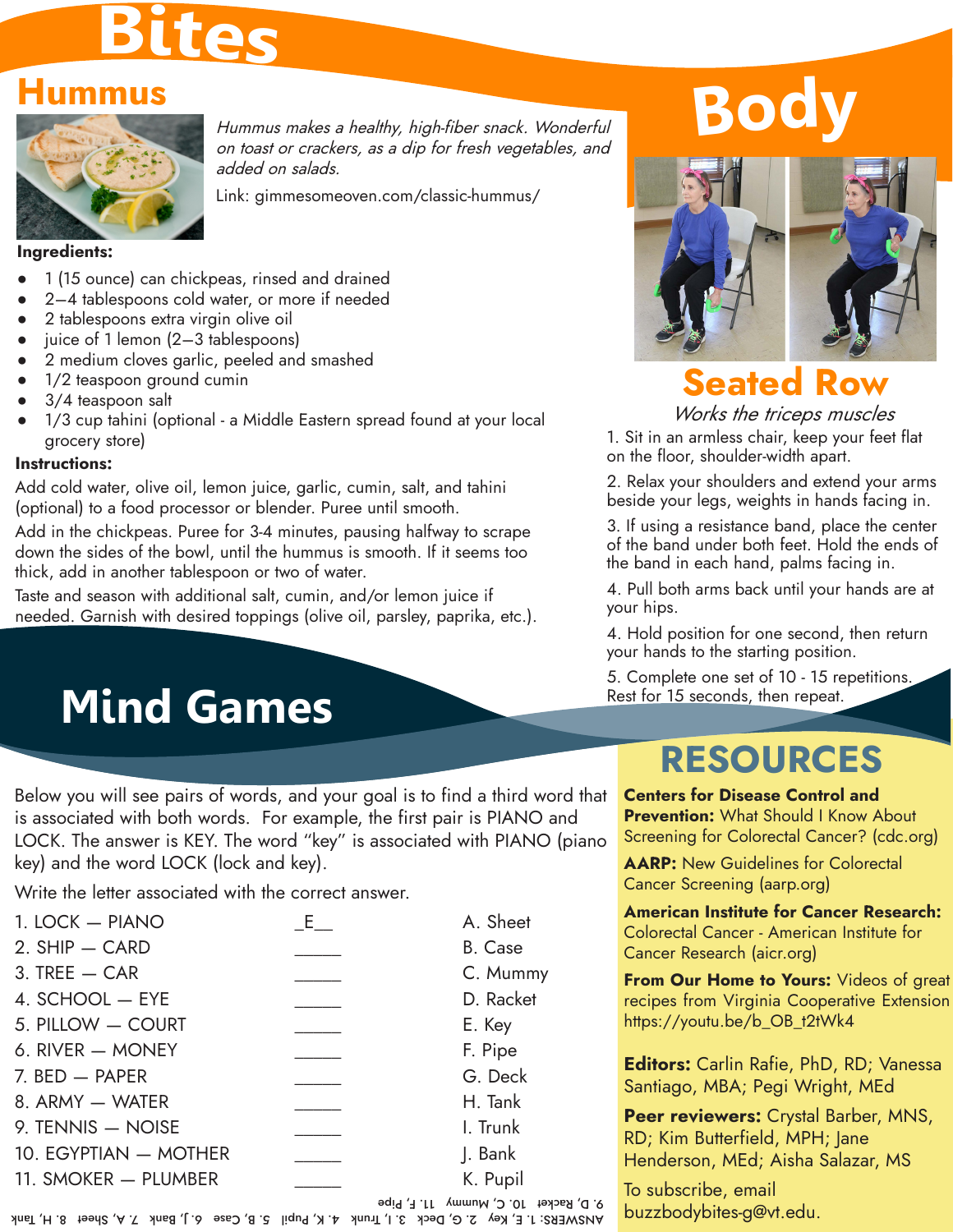# Bites

## Hummus

*Hummus makes a healthy, high-fiber snack. Wonderful on toast or crackers, as a dip for fresh vegetables, and added on salads.*

Link: gimmesomeoven.com/classic-hummus/

**Ingredients:**

- 1 (15 ounce) can chickpeas, rinsed and drained
- 2—4 tablespoons cold water, or more if needed
- 2 tablespoons extra virgin olive oil
- juice of 1 lemon (2—3 tablespoons)
- 2 medium cloves garlic, peeled and smashed
- 1/2 teaspoon ground cumin
- 3/4 teaspoon salt
- 1/3 cup tahini (optional - a Middle Eastern spread found at your local grocery store)

**Instructions:**

Add cold water, olive oil, lemon juice, garlic, cumin, salt, and tahini (optional) to a food processor or blender. Puree until smooth.

Add in the chickpeas. Puree for 3-4 minutes, pausing halfway to scrape down the sides of the bowl, until the hummus is smooth. If it seems too thick, add in another tablespoon or two of water.

Taste and season with additional salt, cumin, and/or lemon juice if needed. Garnish with desired toppings (olive oil, parsley, paprika, etc.).

# Body

## Seated Row

*Works the triceps muscles*

1. Sit in an armless chair, keep your feet flat on the floor, shoulder-width apart.
2. Relax your shoulders and extend your arms beside your legs, weights in hands facing in.
3. If using a resistance band, place the center of the band under both feet. Hold the ends of the band in each hand, palms facing in.
4. Pull both arms back until your hands are at your hips.
4. Hold position for one second, then return your hands to the starting position.
5. Complete one set of 10 - 15 repetitions. Rest for 15 seconds, then repeat.

# Mind Games

Below you will see pairs of words, and your goal is to find a third word that is associated with both words. For example, the first pair is PIANO and LOCK. The answer is KEY. The word "key" is associated with PIANO (piano key) and the word LOCK (lock and key).

Write the letter associated with the correct answer.

| | | |
|---|---|---|
| 1. LOCK — PIANO | _E__ | A. Sheet |
| 2. SHIP — CARD | _____ | B. Case |
| 3. TREE — CAR | _____ | C. Mummy |
| 4. SCHOOL — EYE | _____ | D. Racket |
| 5. PILLOW — COURT | _____ | E. Key |
| 6. RIVER — MONEY | _____ | F. Pipe |
| 7. BED — PAPER | _____ | G. Deck |
| 8. ARMY — WATER | _____ | H. Tank |
| 9. TENNIS — NOISE | _____ | I. Trunk |
| 10. EGYPTIAN — MOTHER | _____ | J. Bank |
| 11. SMOKER — PLUMBER | _____ | K. Pupil |

ANSWERS: 1. E, Key 2. G, Deck 3. I, Trunk 4. K, Pupil 5. B, Case 6. J, Bank 7. A, Sheet 8. H, Tank 9. D, Racket 10. C, Mummy 11. F, Pipe

# RESOURCES

**Centers for Disease Control and Prevention:** What Should I Know About Screening for Colorectal Cancer? (cdc.org)

**AARP:** New Guidelines for Colorectal Cancer Screening (aarp.org)

**American Institute for Cancer Research:** Colorectal Cancer - American Institute for Cancer Research (aicr.org)

**From Our Home to Yours:** Videos of great recipes from Virginia Cooperative Extension https://youtu.be/b_OB_t2tWk4

**Editors:** Carlin Rafie, PhD, RD; Vanessa Santiago, MBA; Pegi Wright, MEd

**Peer reviewers:** Crystal Barber, MNS, RD; Kim Butterfield, MPH; Jane Henderson, MEd; Aisha Salazar, MS

To subscribe, email buzzbodybites-g@vt.edu.